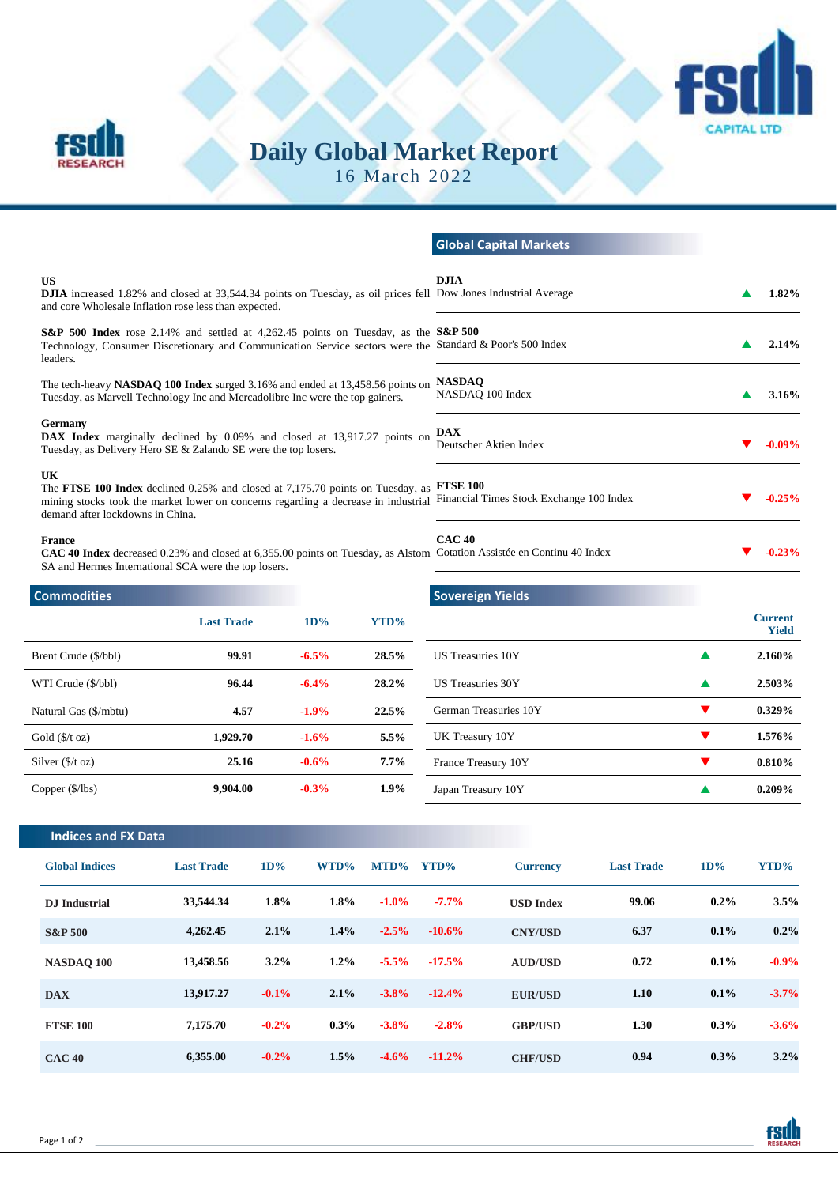# Daily Global Market Report

16 March 2022

## US

**DJIA** increased 1.82% and closed at 33,544.34 points on Tuesday, as oil prices fell and core Wholesale Inflation rose less than expected.

**S&P 500 Index** rose 2.14% and settled at 4,262.45 points on Tuesday, as the Technology, Consumer Discretionary and Communication Service sectors were the leaders.

The tech-heavy **NASDAQ 100 Index** surged 3.16% and ended at 13,458.56 points on Tuesday, as Marvell Technology Inc and Mercadolibre Inc were the top gainers.

## Germany

**DAX Index** marginally declined by 0.09% and closed at 13,917.27 points on Tuesday, as Delivery Hero SE & Zalando SE were the top losers.

## UK

The **FTSE 100 Index** declined 0.25% and closed at 7,175.70 points on Tuesday, as mining stocks took the market lower on concerns regarding a decrease in industrial demand after lockdowns in China.

## France

**CAC 40 Index** decreased 0.23% and closed at 6,355.00 points on Tuesday, as Alstom SA and Hermes International SCA were the top losers.

## Global Capital Markets

| Index | Description | Change |
|---|---|---|
| **DJIA** | Dow Jones Industrial Average | ▲ 1.82% |
| **S&P 500** | Standard & Poor's 500 Index | ▲ 2.14% |
| **NASDAQ** | NASDAQ 100 Index | ▲ 3.16% |
| **DAX** | Deutscher Aktien Index | ▼ -0.09% |
| **FTSE 100** | Financial Times Stock Exchange 100 Index | ▼ -0.25% |
| **CAC 40** | Cotation Assistée en Continu 40 Index | ▼ -0.23% |

## Commodities

| | Last Trade | 1D% | YTD% |
|---|---|---|---|
| Brent Crude ($/bbl) | 99.91 | -6.5% | 28.5% |
| WTI Crude ($/bbl) | 96.44 | -6.4% | 28.2% |
| Natural Gas ($/mbtu) | 4.57 | -1.9% | 22.5% |
| Gold ($/t oz) | 1,929.70 | -1.6% | 5.5% |
| Silver ($/t oz) | 25.16 | -0.6% | 7.7% |
| Copper ($/lbs) | 9,904.00 | -0.3% | 1.9% |

## Sovereign Yields

| | | Current Yield |
|---|---|---|
| US Treasuries 10Y | ▲ | 2.160% |
| US Treasuries 30Y | ▲ | 2.503% |
| German Treasuries 10Y | ▼ | 0.329% |
| UK Treasury 10Y | ▼ | 1.576% |
| France Treasury 10Y | ▼ | 0.810% |
| Japan Treasury 10Y | ▲ | 0.209% |

## Indices and FX Data

| Global Indices | Last Trade | 1D% | WTD% | MTD% | YTD% |
|---|---|---|---|---|---|
| DJ Industrial | 33,544.34 | 1.8% | 1.8% | -1.0% | -7.7% |
| S&P 500 | 4,262.45 | 2.1% | 1.4% | -2.5% | -10.6% |
| NASDAQ 100 | 13,458.56 | 3.2% | 1.2% | -5.5% | -17.5% |
| DAX | 13,917.27 | -0.1% | 2.1% | -3.8% | -12.4% |
| FTSE 100 | 7,175.70 | -0.2% | 0.3% | -3.8% | -2.8% |
| CAC 40 | 6,355.00 | -0.2% | 1.5% | -4.6% | -11.2% |

| Currency | Last Trade | 1D% | YTD% |
|---|---|---|---|
| USD Index | 99.06 | 0.2% | 3.5% |
| CNY/USD | 6.37 | 0.1% | 0.2% |
| AUD/USD | 0.72 | 0.1% | -0.9% |
| EUR/USD | 1.10 | 0.1% | -3.7% |
| GBP/USD | 1.30 | 0.3% | -3.6% |
| CHF/USD | 0.94 | 0.3% | 3.2% |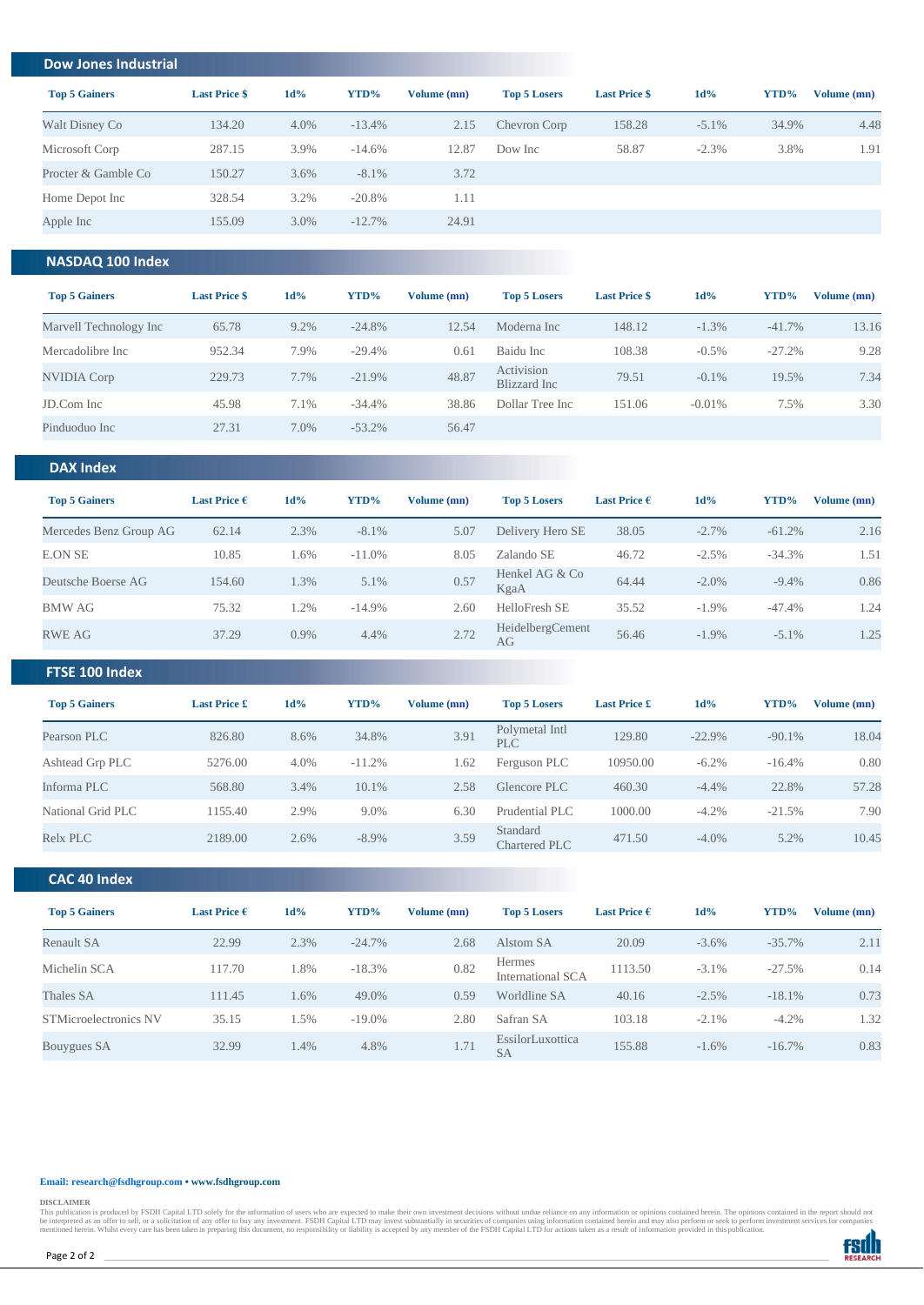## Dow Jones Industrial

| Top 5 Gainers | Last Price $ | 1d% | YTD% | Volume (mn) | Top 5 Losers | Last Price $ | 1d% | YTD% | Volume (mn) |
|---|---|---|---|---|---|---|---|---|---|
| Walt Disney Co | 134.20 | 4.0% | -13.4% | 2.15 | Chevron Corp | 158.28 | -5.1% | 34.9% | 4.48 |
| Microsoft Corp | 287.15 | 3.9% | -14.6% | 12.87 | Dow Inc | 58.87 | -2.3% | 3.8% | 1.91 |
| Procter & Gamble Co | 150.27 | 3.6% | -8.1% | 3.72 | | | | | |
| Home Depot Inc | 328.54 | 3.2% | -20.8% | 1.11 | | | | | |
| Apple Inc | 155.09 | 3.0% | -12.7% | 24.91 | | | | | |

## NASDAQ 100 Index

| Top 5 Gainers | Last Price $ | 1d% | YTD% | Volume (mn) | Top 5 Losers | Last Price $ | 1d% | YTD% | Volume (mn) |
|---|---|---|---|---|---|---|---|---|---|
| Marvell Technology Inc | 65.78 | 9.2% | -24.8% | 12.54 | Moderna Inc | 148.12 | -1.3% | -41.7% | 13.16 |
| Mercadolibre Inc | 952.34 | 7.9% | -29.4% | 0.61 | Baidu Inc | 108.38 | -0.5% | -27.2% | 9.28 |
| NVIDIA Corp | 229.73 | 7.7% | -21.9% | 48.87 | Activision Blizzard Inc | 79.51 | -0.1% | 19.5% | 7.34 |
| JD.Com Inc | 45.98 | 7.1% | -34.4% | 38.86 | Dollar Tree Inc | 151.06 | -0.01% | 7.5% | 3.30 |
| Pinduoduo Inc | 27.31 | 7.0% | -53.2% | 56.47 | | | | | |

## DAX Index

| Top 5 Gainers | Last Price € | 1d% | YTD% | Volume (mn) | Top 5 Losers | Last Price € | 1d% | YTD% | Volume (mn) |
|---|---|---|---|---|---|---|---|---|---|
| Mercedes Benz Group AG | 62.14 | 2.3% | -8.1% | 5.07 | Delivery Hero SE | 38.05 | -2.7% | -61.2% | 2.16 |
| E.ON SE | 10.85 | 1.6% | -11.0% | 8.05 | Zalando SE | 46.72 | -2.5% | -34.3% | 1.51 |
| Deutsche Boerse AG | 154.60 | 1.3% | 5.1% | 0.57 | Henkel AG & Co KgaA | 64.44 | -2.0% | -9.4% | 0.86 |
| BMW AG | 75.32 | 1.2% | -14.9% | 2.60 | HelloFresh SE | 35.52 | -1.9% | -47.4% | 1.24 |
| RWE AG | 37.29 | 0.9% | 4.4% | 2.72 | HeidelbergCement AG | 56.46 | -1.9% | -5.1% | 1.25 |

## FTSE 100 Index

| Top 5 Gainers | Last Price £ | 1d% | YTD% | Volume (mn) | Top 5 Losers | Last Price £ | 1d% | YTD% | Volume (mn) |
|---|---|---|---|---|---|---|---|---|---|
| Pearson PLC | 826.80 | 8.6% | 34.8% | 3.91 | Polymetal Intl PLC | 129.80 | -22.9% | -90.1% | 18.04 |
| Ashtead Grp PLC | 5276.00 | 4.0% | -11.2% | 1.62 | Ferguson PLC | 10950.00 | -6.2% | -16.4% | 0.80 |
| Informa PLC | 568.80 | 3.4% | 10.1% | 2.58 | Glencore PLC | 460.30 | -4.4% | 22.8% | 57.28 |
| National Grid PLC | 1155.40 | 2.9% | 9.0% | 6.30 | Prudential PLC | 1000.00 | -4.2% | -21.5% | 7.90 |
| Relx PLC | 2189.00 | 2.6% | -8.9% | 3.59 | Standard Chartered PLC | 471.50 | -4.0% | 5.2% | 10.45 |

## CAC 40 Index

| Top 5 Gainers | Last Price € | 1d% | YTD% | Volume (mn) | Top 5 Losers | Last Price € | 1d% | YTD% | Volume (mn) |
|---|---|---|---|---|---|---|---|---|---|
| Renault SA | 22.99 | 2.3% | -24.7% | 2.68 | Alstom SA | 20.09 | -3.6% | -35.7% | 2.11 |
| Michelin SCA | 117.70 | 1.8% | -18.3% | 0.82 | Hermes International SCA | 1113.50 | -3.1% | -27.5% | 0.14 |
| Thales SA | 111.45 | 1.6% | 49.0% | 0.59 | Worldline SA | 40.16 | -2.5% | -18.1% | 0.73 |
| STMicroelectronics NV | 35.15 | 1.5% | -19.0% | 2.80 | Safran SA | 103.18 | -2.1% | -4.2% | 1.32 |
| Bouygues SA | 32.99 | 1.4% | 4.8% | 1.71 | EssilorLuxottica SA | 155.88 | -1.6% | -16.7% | 0.83 |

**Email: research@fsdhgroup.com • www.fsdhgroup.com**

**DISCLAIMER**

This publication is produced by FSDH Capital LTD solely for the information of users who are expected to make their own investment decisions without undue reliance on any information or opinions contained herein. The opinions contained in the report should not be interpreted as an offer to sell, or a solicitation of any offer to buy any investment. FSDH Capital LTD may invest substantially in securities of companies using information contained herein and may also perform or seek to perform investment services for companies mentioned herein. Whilst every care has been taken in preparing this document, no responsibility or liability is accepted by any member of the FSDH Capital LTD for actions taken as a result of information provided in this publication.